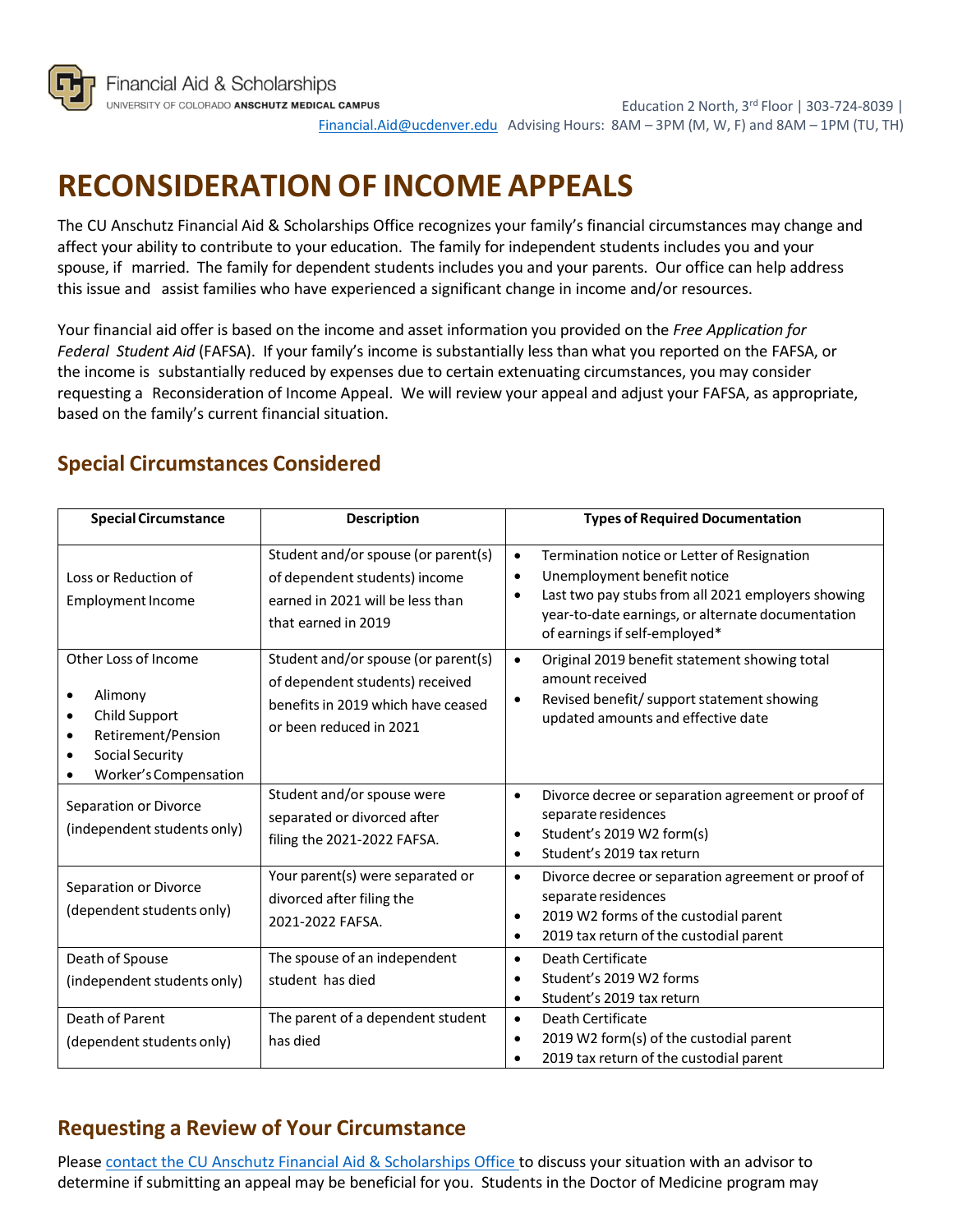Financial Aid & Scholarships
UNIVERSITY OF COLORADO **ANSCHUTZ MEDICAL CAMPUS**

Education 2 North, 3rd Floor | 303-724-8039 | Financial.Aid@ucdenver.edu Advising Hours: 8AM – 3PM (M, W, F) and 8AM – 1PM (TU, TH)

# RECONSIDERATION OF INCOME APPEALS

The CU Anschutz Financial Aid & Scholarships Office recognizes your family's financial circumstances may change and affect your ability to contribute to your education. The family for independent students includes you and your spouse, if married. The family for dependent students includes you and your parents. Our office can help address this issue and assist families who have experienced a significant change in income and/or resources.

Your financial aid offer is based on the income and asset information you provided on the *Free Application for Federal Student Aid* (FAFSA). If your family's income is substantially less than what you reported on the FAFSA, or the income is substantially reduced by expenses due to certain extenuating circumstances, you may consider requesting a Reconsideration of Income Appeal. We will review your appeal and adjust your FAFSA, as appropriate, based on the family's current financial situation.

## Special Circumstances Considered

| Special Circumstance | Description | Types of Required Documentation |
|---|---|---|
| Loss or Reduction of Employment Income | Student and/or spouse (or parent(s) of dependent students) income earned in 2021 will be less than that earned in 2019 | • Termination notice or Letter of Resignation<br>• Unemployment benefit notice<br>• Last two pay stubs from all 2021 employers showing year-to-date earnings, or alternate documentation of earnings if self-employed* |
| Other Loss of Income<br>• Alimony<br>• Child Support<br>• Retirement/Pension<br>• Social Security<br>• Worker's Compensation | Student and/or spouse (or parent(s) of dependent students) received benefits in 2019 which have ceased or been reduced in 2021 | • Original 2019 benefit statement showing total amount received<br>• Revised benefit/ support statement showing updated amounts and effective date |
| Separation or Divorce (independent students only) | Student and/or spouse were separated or divorced after filing the 2021-2022 FAFSA. | • Divorce decree or separation agreement or proof of separate residences<br>• Student's 2019 W2 form(s)<br>• Student's 2019 tax return |
| Separation or Divorce (dependent students only) | Your parent(s) were separated or divorced after filing the 2021-2022 FAFSA. | • Divorce decree or separation agreement or proof of separate residences<br>• 2019 W2 forms of the custodial parent<br>• 2019 tax return of the custodial parent |
| Death of Spouse (independent students only) | The spouse of an independent student has died | • Death Certificate<br>• Student's 2019 W2 forms<br>• Student's 2019 tax return |
| Death of Parent (dependent students only) | The parent of a dependent student has died | • Death Certificate<br>• 2019 W2 form(s) of the custodial parent<br>• 2019 tax return of the custodial parent |

## Requesting a Review of Your Circumstance

Please contact the CU Anschutz Financial Aid & Scholarships Office to discuss your situation with an advisor to determine if submitting an appeal may be beneficial for you. Students in the Doctor of Medicine program may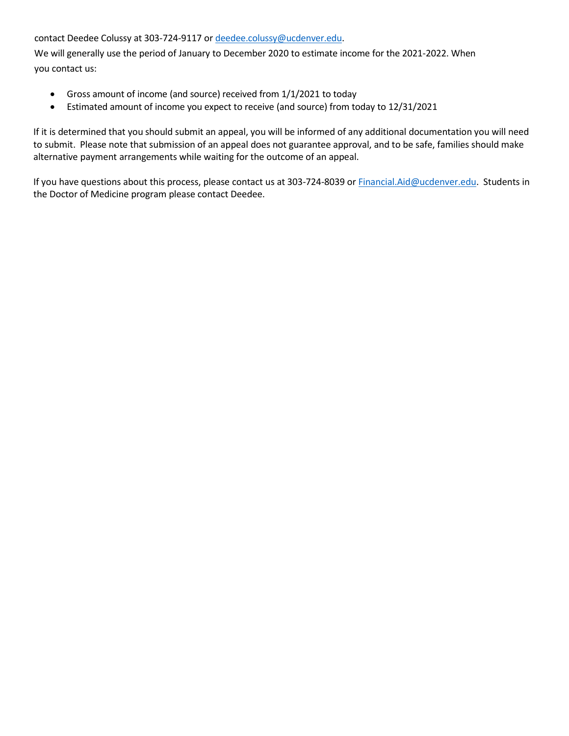contact Deedee Colussy at 303-724-9117 or deedee.colussy@ucdenver.edu.

We will generally use the period of January to December 2020 to estimate income for the 2021-2022. When you contact us:

- Gross amount of income (and source) received from 1/1/2021 to today
- Estimated amount of income you expect to receive (and source) from today to 12/31/2021

If it is determined that you should submit an appeal, you will be informed of any additional documentation you will need to submit. Please note that submission of an appeal does not guarantee approval, and to be safe, families should make alternative payment arrangements while waiting for the outcome of an appeal.

If you have questions about this process, please contact us at 303-724-8039 or Financial.Aid@ucdenver.edu. Students in the Doctor of Medicine program please contact Deedee.